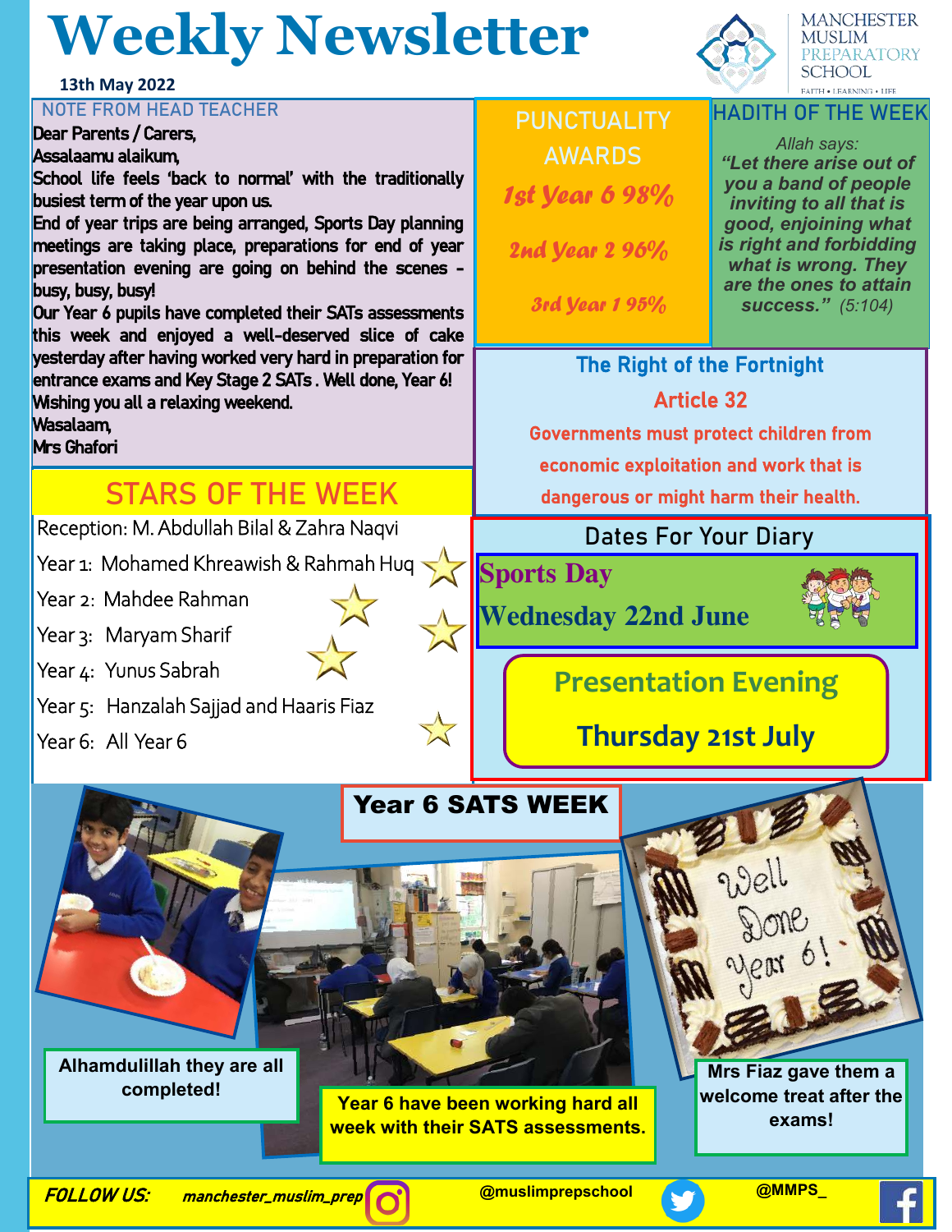# Weekly Newsletter

13th May 2022

MANCHESTER MUSLIM PREPARATORY SCHOOL

FAITH • LEARNING • LIFE

## NOTE FROM HEAD TEACHER

Dear Parents / Carers,

Assalaamu alaikum,

School life feels 'back to normal' with the traditionally busiest term of the year upon us.

End of year trips are being arranged, Sports Day planning meetings are taking place, preparations for end of year presentation evening are going on behind the scenes - busy, busy, busy!

Our Year 6 pupils have completed their SATs assessments this week and enjoyed a well-deserved slice of cake yesterday after having worked very hard in preparation for entrance exams and Key Stage 2 SATs. Well done, Year 6!

Wishing you all a relaxing weekend.

Wasalaam,

Mrs Ghafori

## PUNCTUALITY AWARDS

*1st Year 6 98%*

*2nd Year 2 96%*

*3rd Year 1 95%*

## HADITH OF THE WEEK

Allah says:

***"Let there arise out of you a band of people inviting to all that is good, enjoining what is right and forbidding what is wrong. They are the ones to attain success."*** (5:104)

## STARS OF THE WEEK

Reception: M. Abdullah Bilal & Zahra Naqvi

Year 1: Mohamed Khreawish & Rahmah Huq

Year 2: Mahdee Rahman

Year 3: Maryam Sharif

Year 4: Yunus Sabrah

Year 5: Hanzalah Sajjad and Haaris Fiaz

Year 6: All Year 6

## The Right of the Fortnight

**Article 32**

Governments must protect children from economic exploitation and work that is dangerous or might harm their health.

## Dates For Your Diary

**Sports Day**

**Wednesday 22nd June**

**Presentation Evening**

**Thursday 21st July**

## Year 6 SATS WEEK

Alhamdulillah they are all completed!

Year 6 have been working hard all week with their SATS assessments.

Mrs Fiaz gave them a welcome treat after the exams!

Well Done Year 6!

**FOLLOW US:** manchester_muslim_prep @muslimprepschool @MMPS_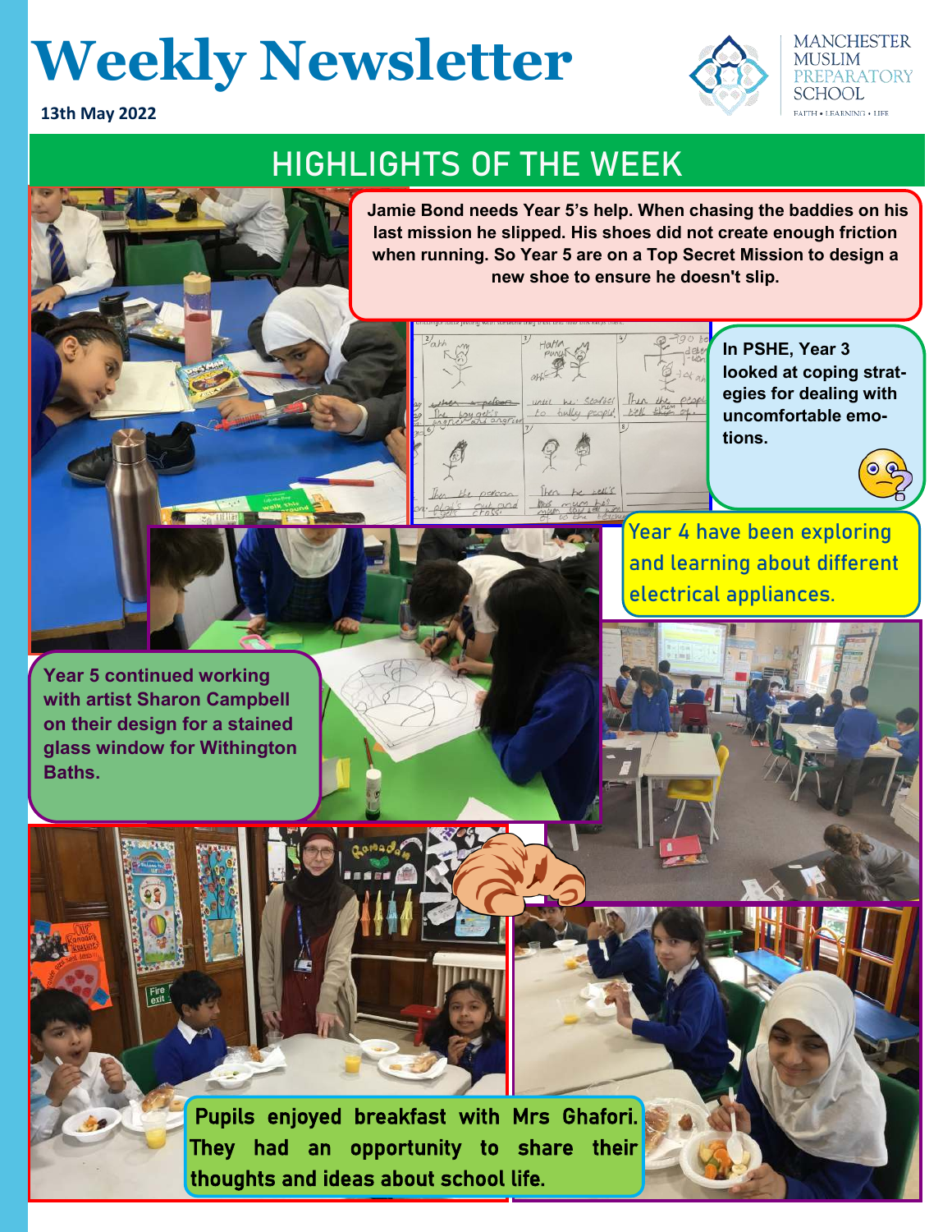# Weekly Newsletter

**13th May 2022**

MANCHESTER MUSLIM PREPARATORY SCHOOL

FAITH • LEARNING • LIFE

## HIGHLIGHTS OF THE WEEK

**Jamie Bond needs Year 5's help. When chasing the baddies on his last mission he slipped. His shoes did not create enough friction when running. So Year 5 are on a Top Secret Mission to design a new shoe to ensure he doesn't slip.**

**In PSHE, Year 3 looked at coping strategies for dealing with uncomfortable emotions.**

Year 4 have been exploring and learning about different electrical appliances.

**Year 5 continued working with artist Sharon Campbell on their design for a stained glass window for Withington Baths.**

Pupils enjoyed breakfast with Mrs Ghafori. They had an opportunity to share their thoughts and ideas about school life.